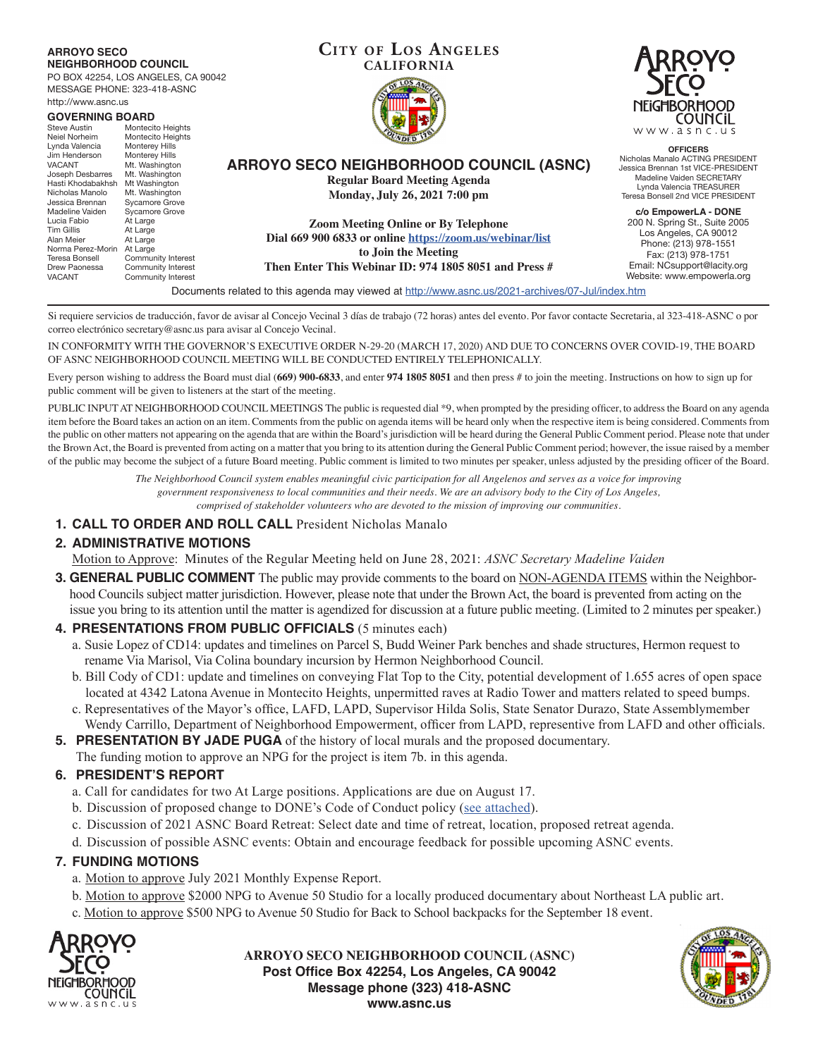**ARROYO SECO NEIGHBORHOOD COUNCIL**
PO BOX 42254, LOS ANGELES, CA 90042
MESSAGE PHONE: 323-418-ASNC
http://www.asnc.us

**GOVERNING BOARD**

| | |
|---|---|
| Steve Austin | Montecito Heights |
| Neiel Norheim | Montecito Heights |
| Lynda Valencia | Monterey Hills |
| Jim Henderson | Monterey Hills |
| VACANT | Mt. Washington |
| Joseph Desbarres | Mt. Washington |
| Hasti Khodabakhsh | Mt Washington |
| Nicholas Manolo | Mt. Washington |
| Jessica Brennan | Sycamore Grove |
| Madeline Vaiden | Sycamore Grove |
| Lucia Fabio | At Large |
| Tim Gillis | At Large |
| Alan Meier | At Large |
| Norma Perez-Morin | At Large |
| Teresa Bonsell | Community Interest |
| Drew Paonessa | Community Interest |
| VACANT | Community Interest |

**CITY OF LOS ANGELES**
**CALIFORNIA**

# ARROYO SECO NEIGHBORHOOD COUNCIL (ASNC)

**Regular Board Meeting Agenda**
**Monday, July 26, 2021 7:00 pm**

**Zoom Meeting Online or By Telephone**
**Dial 669 900 6833 or online https://zoom.us/webinar/list**
**to Join the Meeting**
**Then Enter This Webinar ID: 974 1805 8051 and Press #**

ARROYO SECO NEIGHBORHOOD COUNCIL
www.asnc.us

**OFFICERS**
Nicholas Manalo ACTING PRESIDENT
Jessica Brennan 1st VICE-PRESIDENT
Madeline Vaiden SECRETARY
Lynda Valencia TREASURER
Teresa Bonsell 2nd VICE PRESIDENT

**c/o EmpowerLA - DONE**
200 N. Spring St., Suite 2005
Los Angeles, CA 90012
Phone: (213) 978-1551
Fax: (213) 978-1751
Email: NCsupport@lacity.org
Website: www.empowerla.org

Documents related to this agenda may viewed at http://www.asnc.us/2021-archives/07-Jul/index.htm

Si requiere servicios de traducción, favor de avisar al Concejo Vecinal 3 días de trabajo (72 horas) antes del evento. Por favor contacte Secretaria, al 323-418-ASNC o por correo electrónico secretary@asnc.us para avisar al Concejo Vecinal.

IN CONFORMITY WITH THE GOVERNOR'S EXECUTIVE ORDER N-29-20 (MARCH 17, 2020) AND DUE TO CONCERNS OVER COVID-19, THE BOARD OF ASNC NEIGHBORHOOD COUNCIL MEETING WILL BE CONDUCTED ENTIRELY TELEPHONICALLY.

Every person wishing to address the Board must dial (**669**) **900-6833**, and enter **974 1805 8051** and then press # to join the meeting. Instructions on how to sign up for public comment will be given to listeners at the start of the meeting.

PUBLIC INPUT AT NEIGHBORHOOD COUNCIL MEETINGS The public is requested dial *9, when prompted by the presiding officer, to address the Board on any agenda item before the Board takes an action on an item. Comments from the public on agenda items will be heard only when the respective item is being considered. Comments from the public on other matters not appearing on the agenda that are within the Board's jurisdiction will be heard during the General Public Comment period. Please note that under the Brown Act, the Board is prevented from acting on a matter that you bring to its attention during the General Public Comment period; however, the issue raised by a member of the public may become the subject of a future Board meeting. Public comment is limited to two minutes per speaker, unless adjusted by the presiding officer of the Board.

*The Neighborhood Council system enables meaningful civic participation for all Angelenos and serves as a voice for improving government responsiveness to local communities and their needs. We are an advisory body to the City of Los Angeles, comprised of stakeholder volunteers who are devoted to the mission of improving our communities.*

1. **CALL TO ORDER AND ROLL CALL** President Nicholas Manalo
2. **ADMINISTRATIVE MOTIONS**
   Motion to Approve: Minutes of the Regular Meeting held on June 28, 2021: *ASNC Secretary Madeline Vaiden*
3. **GENERAL PUBLIC COMMENT** The public may provide comments to the board on NON-AGENDA ITEMS within the Neighborhood Councils subject matter jurisdiction. However, please note that under the Brown Act, the board is prevented from acting on the issue you bring to its attention until the matter is agendized for discussion at a future public meeting. (Limited to 2 minutes per speaker.)
4. **PRESENTATIONS FROM PUBLIC OFFICIALS** (5 minutes each)
   a. Susie Lopez of CD14: updates and timelines on Parcel S, Budd Weiner Park benches and shade structures, Hermon request to rename Via Marisol, Via Colina boundary incursion by Hermon Neighborhood Council.
   b. Bill Cody of CD1: update and timelines on conveying Flat Top to the City, potential development of 1.655 acres of open space located at 4342 Latona Avenue in Montecito Heights, unpermitted raves at Radio Tower and matters related to speed bumps.
   c. Representatives of the Mayor's office, LAFD, LAPD, Supervisor Hilda Solis, State Senator Durazo, State Assemblymember Wendy Carrillo, Department of Neighborhood Empowerment, officer from LAPD, representive from LAFD and other officials.
5. **PRESENTATION BY JADE PUGA** of the history of local murals and the proposed documentary.
   The funding motion to approve an NPG for the project is item 7b. in this agenda.
6. **PRESIDENT'S REPORT**
   a. Call for candidates for two At Large positions. Applications are due on August 17.
   b. Discussion of proposed change to DONE's Code of Conduct policy (see attached).
   c. Discussion of 2021 ASNC Board Retreat: Select date and time of retreat, location, proposed retreat agenda.
   d. Discussion of possible ASNC events: Obtain and encourage feedback for possible upcoming ASNC events.
7. **FUNDING MOTIONS**
   a. Motion to approve July 2021 Monthly Expense Report.
   b. Motion to approve $2000 NPG to Avenue 50 Studio for a locally produced documentary about Northeast LA public art.
   c. Motion to approve $500 NPG to Avenue 50 Studio for Back to School backpacks for the September 18 event.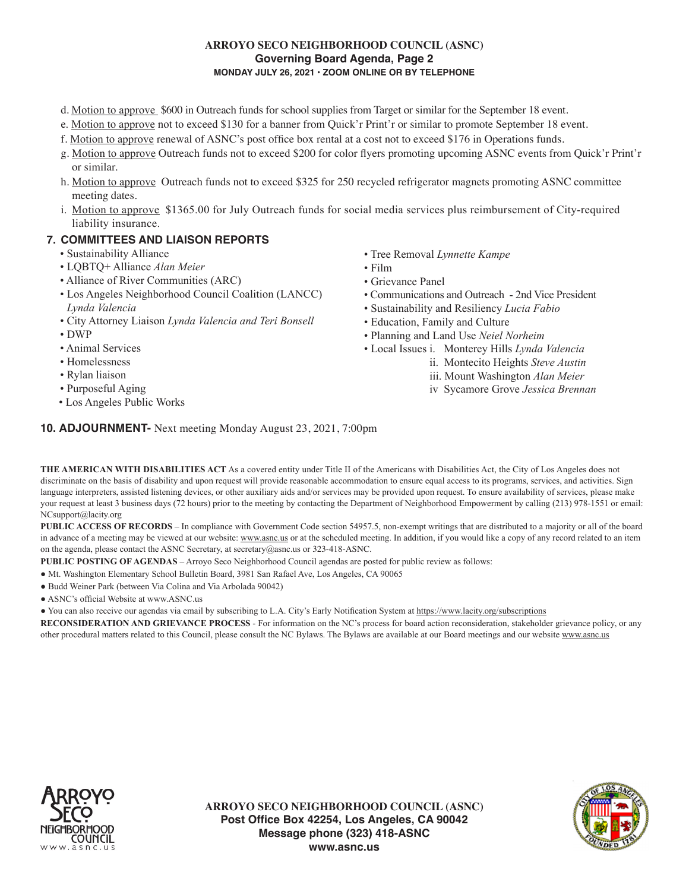d. Motion to approve $600 in Outreach funds for school supplies from Target or similar for the September 18 event.

e. Motion to approve not to exceed $130 for a banner from Quick'r Print'r or similar to promote September 18 event.

f. Motion to approve renewal of ASNC's post office box rental at a cost not to exceed $176 in Operations funds.

g. Motion to approve Outreach funds not to exceed $200 for color flyers promoting upcoming ASNC events from Quick'r Print'r or similar.

h. Motion to approve Outreach funds not to exceed $325 for 250 recycled refrigerator magnets promoting ASNC committee meeting dates.

i. Motion to approve $1365.00 for July Outreach funds for social media services plus reimbursement of City-required liability insurance.

## 7. COMMITTEES AND LIAISON REPORTS

- Sustainability Alliance
- LQBTQ+ Alliance *Alan Meier*
- Alliance of River Communities (ARC)
- Los Angeles Neighborhood Council Coalition (LANCC) *Lynda Valencia*
- City Attorney Liaison *Lynda Valencia and Teri Bonsell*
- DWP
- Animal Services
- Homelessness
- Rylan liaison
- Purposeful Aging
- Los Angeles Public Works
- Tree Removal *Lynnette Kampe*
- Film
- Grievance Panel
- Communications and Outreach - 2nd Vice President
- Sustainability and Resiliency *Lucia Fabio*
- Education, Family and Culture
- Planning and Land Use *Neiel Norheim*
- Local Issues
  - i. Monterey Hills *Lynda Valencia*
  - ii. Montecito Heights *Steve Austin*
  - iii. Mount Washington *Alan Meier*
  - iv Sycamore Grove *Jessica Brennan*

**10. ADJOURNMENT-** Next meeting Monday August 23, 2021, 7:00pm

**THE AMERICAN WITH DISABILITIES ACT** As a covered entity under Title II of the Americans with Disabilities Act, the City of Los Angeles does not discriminate on the basis of disability and upon request will provide reasonable accommodation to ensure equal access to its programs, services, and activities. Sign language interpreters, assisted listening devices, or other auxiliary aids and/or services may be provided upon request. To ensure availability of services, please make your request at least 3 business days (72 hours) prior to the meeting by contacting the Department of Neighborhood Empowerment by calling (213) 978-1551 or email: NCsupport@lacity.org

**PUBLIC ACCESS OF RECORDS** – In compliance with Government Code section 54957.5, non-exempt writings that are distributed to a majority or all of the board in advance of a meeting may be viewed at our website: www.asnc.us or at the scheduled meeting. In addition, if you would like a copy of any record related to an item on the agenda, please contact the ASNC Secretary, at secretary@asnc.us or 323-418-ASNC.

**PUBLIC POSTING OF AGENDAS** – Arroyo Seco Neighborhood Council agendas are posted for public review as follows:

- Mt. Washington Elementary School Bulletin Board, 3981 San Rafael Ave, Los Angeles, CA 90065
- Budd Weiner Park (between Via Colina and Via Arbolada 90042)
- ASNC's official Website at www.ASNC.us
- You can also receive our agendas via email by subscribing to L.A. City's Early Notification System at https://www.lacity.org/subscriptions

**RECONSIDERATION AND GRIEVANCE PROCESS** - For information on the NC's process for board action reconsideration, stakeholder grievance policy, or any other procedural matters related to this Council, please consult the NC Bylaws. The Bylaws are available at our Board meetings and our website www.asnc.us

**ARROYO SECO NEIGHBORHOOD COUNCIL (ASNC)**
**Post Office Box 42254, Los Angeles, CA 90042**
**Message phone (323) 418-ASNC**
**www.asnc.us**